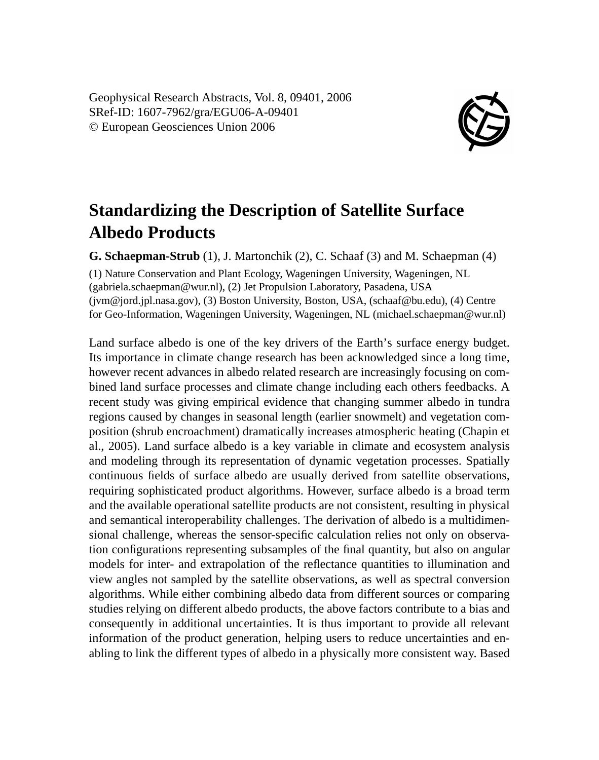Geophysical Research Abstracts, Vol. 8, 09401, 2006
SRef-ID: 1607-7962/gra/EGU06-A-09401
© European Geosciences Union 2006

# Standardizing the Description of Satellite Surface Albedo Products

**G. Schaepman-Strub** (1), J. Martonchik (2), C. Schaaf (3) and M. Schaepman (4)

(1) Nature Conservation and Plant Ecology, Wageningen University, Wageningen, NL (gabriela.schaepman@wur.nl), (2) Jet Propulsion Laboratory, Pasadena, USA (jvm@jord.jpl.nasa.gov), (3) Boston University, Boston, USA, (schaaf@bu.edu), (4) Centre for Geo-Information, Wageningen University, Wageningen, NL (michael.schaepman@wur.nl)

Land surface albedo is one of the key drivers of the Earth's surface energy budget. Its importance in climate change research has been acknowledged since a long time, however recent advances in albedo related research are increasingly focusing on combined land surface processes and climate change including each others feedbacks. A recent study was giving empirical evidence that changing summer albedo in tundra regions caused by changes in seasonal length (earlier snowmelt) and vegetation composition (shrub encroachment) dramatically increases atmospheric heating (Chapin et al., 2005). Land surface albedo is a key variable in climate and ecosystem analysis and modeling through its representation of dynamic vegetation processes. Spatially continuous fields of surface albedo are usually derived from satellite observations, requiring sophisticated product algorithms. However, surface albedo is a broad term and the available operational satellite products are not consistent, resulting in physical and semantical interoperability challenges. The derivation of albedo is a multidimensional challenge, whereas the sensor-specific calculation relies not only on observation configurations representing subsamples of the final quantity, but also on angular models for inter- and extrapolation of the reflectance quantities to illumination and view angles not sampled by the satellite observations, as well as spectral conversion algorithms. While either combining albedo data from different sources or comparing studies relying on different albedo products, the above factors contribute to a bias and consequently in additional uncertainties. It is thus important to provide all relevant information of the product generation, helping users to reduce uncertainties and enabling to link the different types of albedo in a physically more consistent way. Based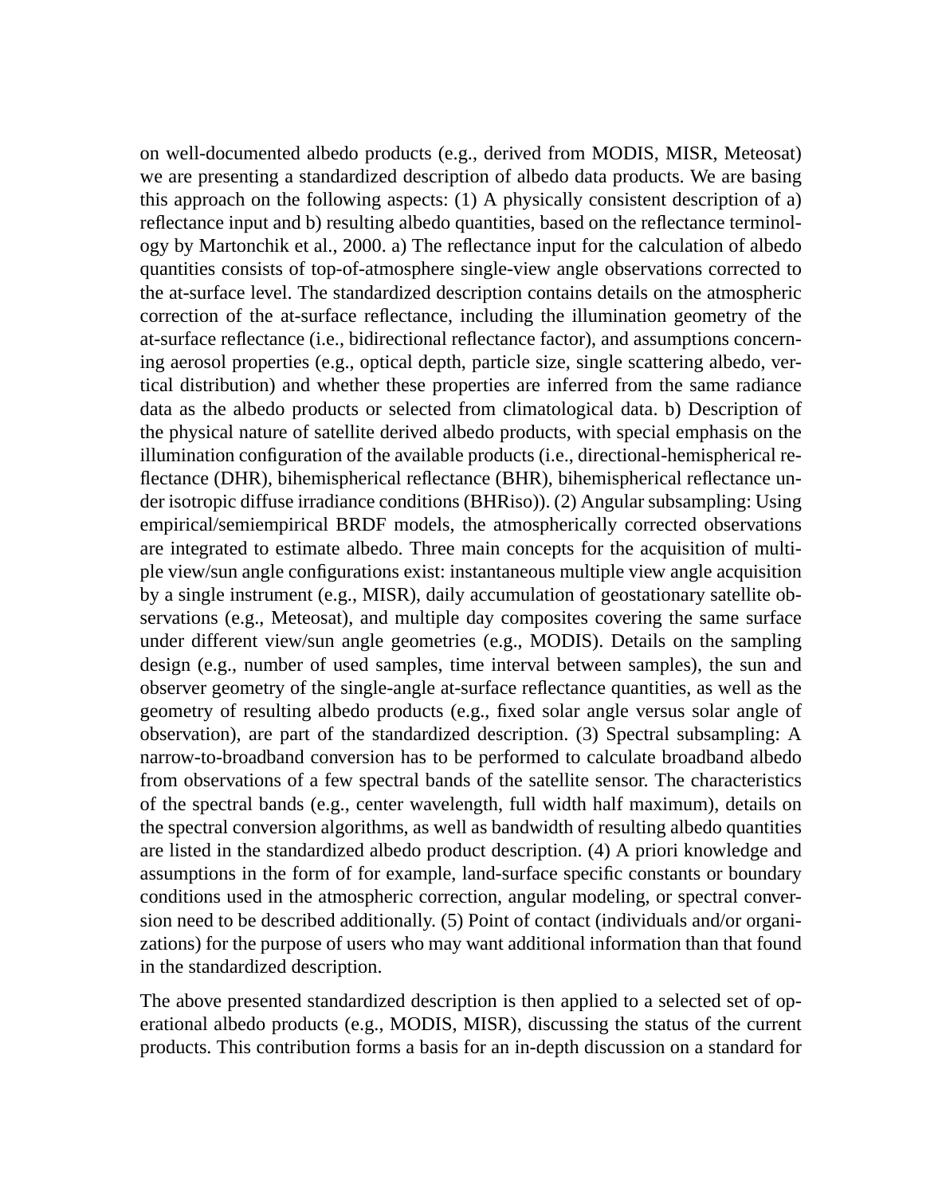on well-documented albedo products (e.g., derived from MODIS, MISR, Meteosat) we are presenting a standardized description of albedo data products. We are basing this approach on the following aspects: (1) A physically consistent description of a) reflectance input and b) resulting albedo quantities, based on the reflectance terminology by Martonchik et al., 2000. a) The reflectance input for the calculation of albedo quantities consists of top-of-atmosphere single-view angle observations corrected to the at-surface level. The standardized description contains details on the atmospheric correction of the at-surface reflectance, including the illumination geometry of the at-surface reflectance (i.e., bidirectional reflectance factor), and assumptions concerning aerosol properties (e.g., optical depth, particle size, single scattering albedo, vertical distribution) and whether these properties are inferred from the same radiance data as the albedo products or selected from climatological data. b) Description of the physical nature of satellite derived albedo products, with special emphasis on the illumination configuration of the available products (i.e., directional-hemispherical reflectance (DHR), bihemispherical reflectance (BHR), bihemispherical reflectance under isotropic diffuse irradiance conditions (BHRiso)). (2) Angular subsampling: Using empirical/semiempirical BRDF models, the atmospherically corrected observations are integrated to estimate albedo. Three main concepts for the acquisition of multiple view/sun angle configurations exist: instantaneous multiple view angle acquisition by a single instrument (e.g., MISR), daily accumulation of geostationary satellite observations (e.g., Meteosat), and multiple day composites covering the same surface under different view/sun angle geometries (e.g., MODIS). Details on the sampling design (e.g., number of used samples, time interval between samples), the sun and observer geometry of the single-angle at-surface reflectance quantities, as well as the geometry of resulting albedo products (e.g., fixed solar angle versus solar angle of observation), are part of the standardized description. (3) Spectral subsampling: A narrow-to-broadband conversion has to be performed to calculate broadband albedo from observations of a few spectral bands of the satellite sensor. The characteristics of the spectral bands (e.g., center wavelength, full width half maximum), details on the spectral conversion algorithms, as well as bandwidth of resulting albedo quantities are listed in the standardized albedo product description. (4) A priori knowledge and assumptions in the form of for example, land-surface specific constants or boundary conditions used in the atmospheric correction, angular modeling, or spectral conversion need to be described additionally. (5) Point of contact (individuals and/or organizations) for the purpose of users who may want additional information than that found in the standardized description.

The above presented standardized description is then applied to a selected set of operational albedo products (e.g., MODIS, MISR), discussing the status of the current products. This contribution forms a basis for an in-depth discussion on a standard for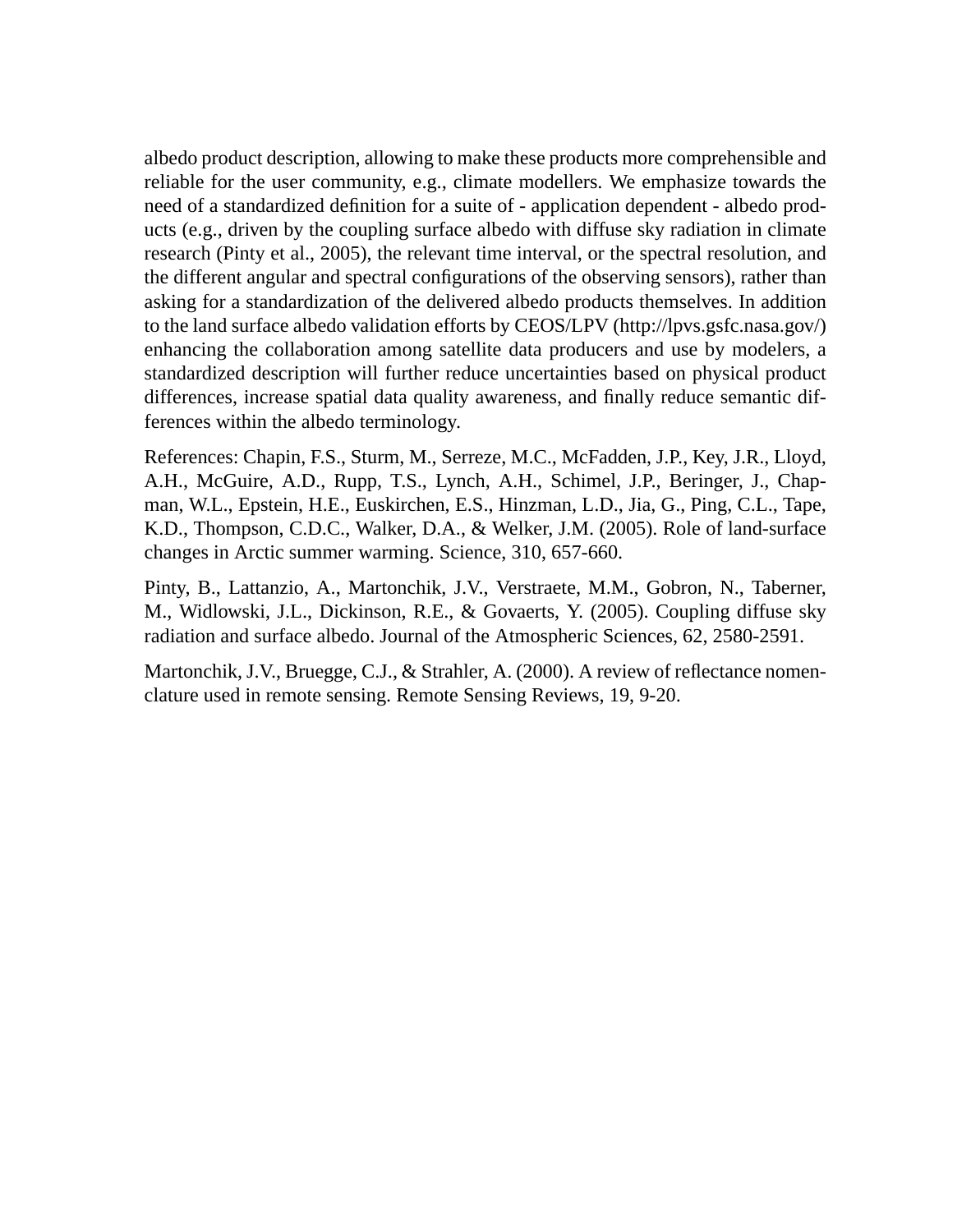albedo product description, allowing to make these products more comprehensible and reliable for the user community, e.g., climate modellers. We emphasize towards the need of a standardized definition for a suite of - application dependent - albedo products (e.g., driven by the coupling surface albedo with diffuse sky radiation in climate research (Pinty et al., 2005), the relevant time interval, or the spectral resolution, and the different angular and spectral configurations of the observing sensors), rather than asking for a standardization of the delivered albedo products themselves. In addition to the land surface albedo validation efforts by CEOS/LPV (http://lpvs.gsfc.nasa.gov/) enhancing the collaboration among satellite data producers and use by modelers, a standardized description will further reduce uncertainties based on physical product differences, increase spatial data quality awareness, and finally reduce semantic differences within the albedo terminology.

References: Chapin, F.S., Sturm, M., Serreze, M.C., McFadden, J.P., Key, J.R., Lloyd, A.H., McGuire, A.D., Rupp, T.S., Lynch, A.H., Schimel, J.P., Beringer, J., Chapman, W.L., Epstein, H.E., Euskirchen, E.S., Hinzman, L.D., Jia, G., Ping, C.L., Tape, K.D., Thompson, C.D.C., Walker, D.A., & Welker, J.M. (2005). Role of land-surface changes in Arctic summer warming. Science, 310, 657-660.

Pinty, B., Lattanzio, A., Martonchik, J.V., Verstraete, M.M., Gobron, N., Taberner, M., Widlowski, J.L., Dickinson, R.E., & Govaerts, Y. (2005). Coupling diffuse sky radiation and surface albedo. Journal of the Atmospheric Sciences, 62, 2580-2591.

Martonchik, J.V., Bruegge, C.J., & Strahler, A. (2000). A review of reflectance nomenclature used in remote sensing. Remote Sensing Reviews, 19, 9-20.